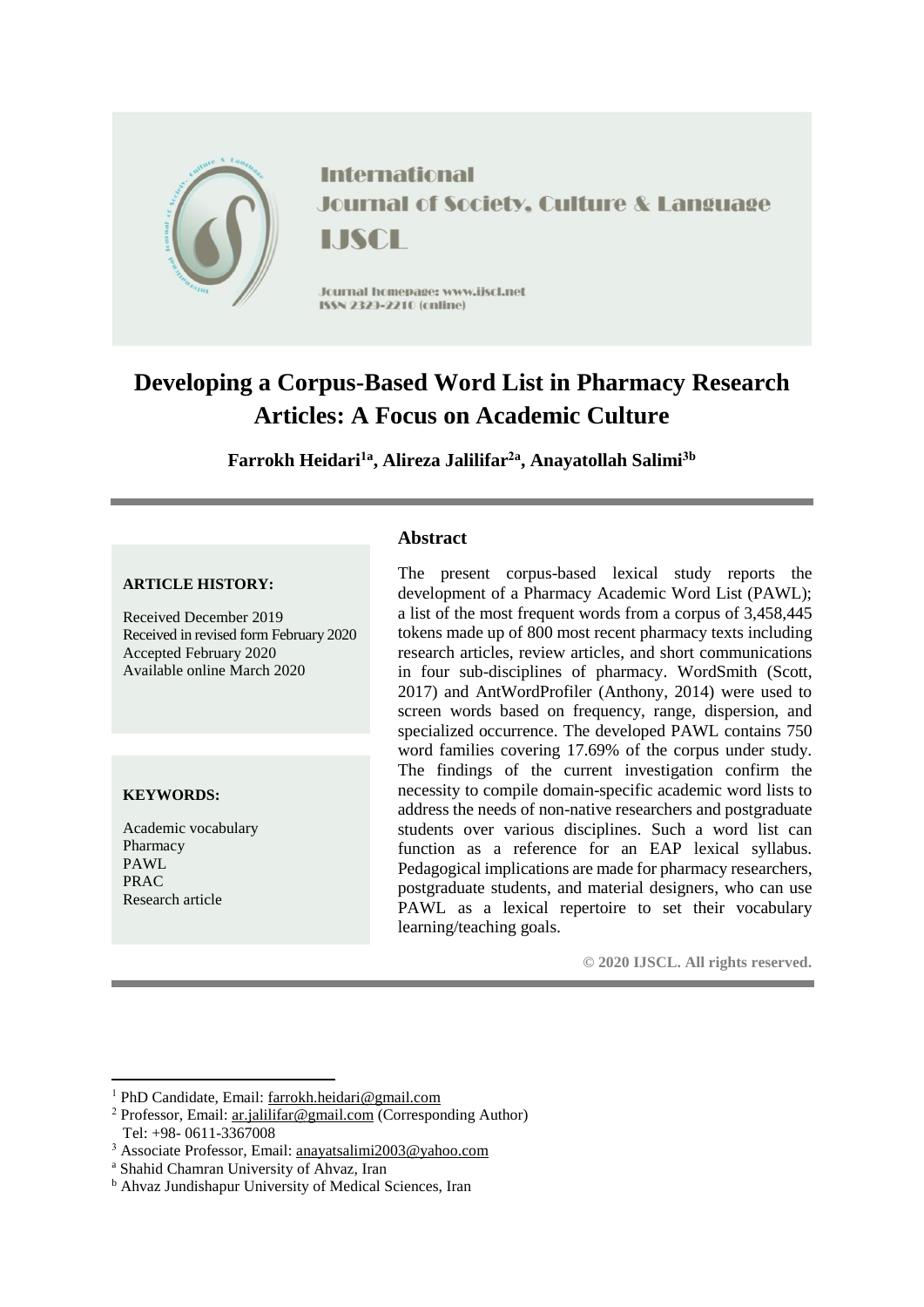International Journal of Society, Culture & Language

IJSCL

Journal homepage: www.ijscl.net

ISSN 2329-2210 (online)

# Developing a Corpus-Based Word List in Pharmacy Research Articles: A Focus on Academic Culture

**Farrokh Heidari[1a], Alireza Jalilifar[2a], Anayatollah Salimi[3b]**

**ARTICLE HISTORY:**

Received December 2019
Received in revised form February 2020
Accepted February 2020
Available online March 2020

**KEYWORDS:**

Academic vocabulary
Pharmacy
PAWL
PRAC
Research article

## Abstract

The present corpus-based lexical study reports the development of a Pharmacy Academic Word List (PAWL); a list of the most frequent words from a corpus of 3,458,445 tokens made up of 800 most recent pharmacy texts including research articles, review articles, and short communications in four sub-disciplines of pharmacy. WordSmith (Scott, 2017) and AntWordProfiler (Anthony, 2014) were used to screen words based on frequency, range, dispersion, and specialized occurrence. The developed PAWL contains 750 word families covering 17.69% of the corpus under study. The findings of the current investigation confirm the necessity to compile domain-specific academic word lists to address the needs of non-native researchers and postgraduate students over various disciplines. Such a word list can function as a reference for an EAP lexical syllabus. Pedagogical implications are made for pharmacy researchers, postgraduate students, and material designers, who can use PAWL as a lexical repertoire to set their vocabulary learning/teaching goals.

**© 2020 IJSCL. All rights reserved.**

---

[1] PhD Candidate, Email: farrokh.heidari@gmail.com
[2] Professor, Email: ar.jalilifar@gmail.com (Corresponding Author)
Tel: +98- 0611-3367008
[3] Associate Professor, Email: anayatsalimi2003@yahoo.com
[a] Shahid Chamran University of Ahvaz, Iran
[b] Ahvaz Jundishapur University of Medical Sciences, Iran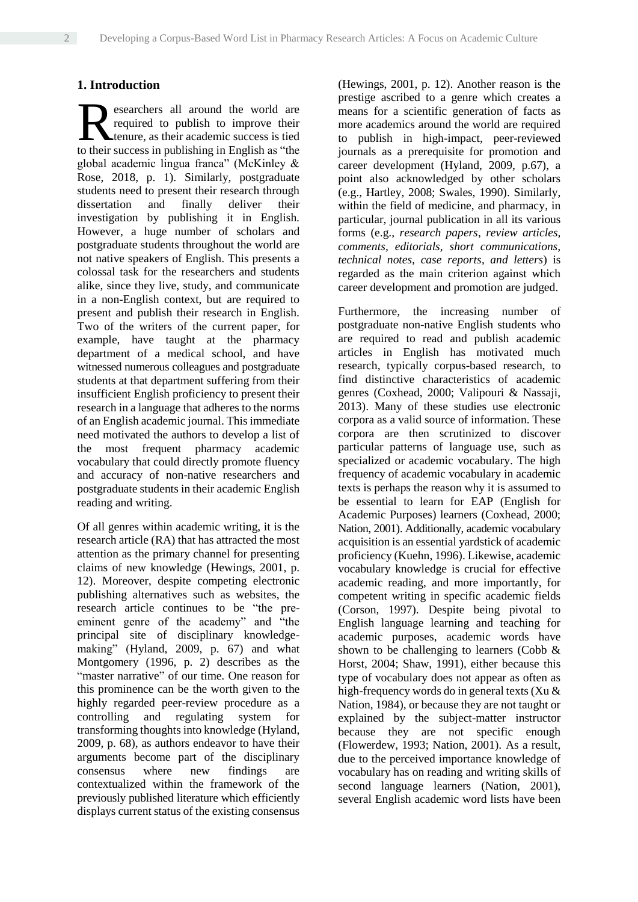## 1. Introduction

Researchers all around the world are required to publish to improve their tenure, as their academic success is tied to their success in publishing in English as "the global academic lingua franca" (McKinley & Rose, 2018, p. 1). Similarly, postgraduate students need to present their research through dissertation and finally deliver their investigation by publishing it in English. However, a huge number of scholars and postgraduate students throughout the world are not native speakers of English. This presents a colossal task for the researchers and students alike, since they live, study, and communicate in a non-English context, but are required to present and publish their research in English. Two of the writers of the current paper, for example, have taught at the pharmacy department of a medical school, and have witnessed numerous colleagues and postgraduate students at that department suffering from their insufficient English proficiency to present their research in a language that adheres to the norms of an English academic journal. This immediate need motivated the authors to develop a list of the most frequent pharmacy academic vocabulary that could directly promote fluency and accuracy of non-native researchers and postgraduate students in their academic English reading and writing.

Of all genres within academic writing, it is the research article (RA) that has attracted the most attention as the primary channel for presenting claims of new knowledge (Hewings, 2001, p. 12). Moreover, despite competing electronic publishing alternatives such as websites, the research article continues to be "the pre-eminent genre of the academy" and "the principal site of disciplinary knowledge-making" (Hyland, 2009, p. 67) and what Montgomery (1996, p. 2) describes as the "master narrative" of our time. One reason for this prominence can be the worth given to the highly regarded peer-review procedure as a controlling and regulating system for transforming thoughts into knowledge (Hyland, 2009, p. 68), as authors endeavor to have their arguments become part of the disciplinary consensus where new findings are contextualized within the framework of the previously published literature which efficiently displays current status of the existing consensus (Hewings, 2001, p. 12). Another reason is the prestige ascribed to a genre which creates a means for a scientific generation of facts as more academics around the world are required to publish in high-impact, peer-reviewed journals as a prerequisite for promotion and career development (Hyland, 2009, p.67), a point also acknowledged by other scholars (e.g., Hartley, 2008; Swales, 1990). Similarly, within the field of medicine, and pharmacy, in particular, journal publication in all its various forms (e.g., *research papers*, *review articles*, *comments*, *editorials*, *short communications*, *technical notes*, *case reports*, *and letters*) is regarded as the main criterion against which career development and promotion are judged.

Furthermore, the increasing number of postgraduate non-native English students who are required to read and publish academic articles in English has motivated much research, typically corpus-based research, to find distinctive characteristics of academic genres (Coxhead, 2000; Valipouri & Nassaji, 2013). Many of these studies use electronic corpora as a valid source of information. These corpora are then scrutinized to discover particular patterns of language use, such as specialized or academic vocabulary. The high frequency of academic vocabulary in academic texts is perhaps the reason why it is assumed to be essential to learn for EAP (English for Academic Purposes) learners (Coxhead, 2000; Nation, 2001). Additionally, academic vocabulary acquisition is an essential yardstick of academic proficiency (Kuehn, 1996). Likewise, academic vocabulary knowledge is crucial for effective academic reading, and more importantly, for competent writing in specific academic fields (Corson, 1997). Despite being pivotal to English language learning and teaching for academic purposes, academic words have shown to be challenging to learners (Cobb & Horst, 2004; Shaw, 1991), either because this type of vocabulary does not appear as often as high-frequency words do in general texts (Xu & Nation, 1984), or because they are not taught or explained by the subject-matter instructor because they are not specific enough (Flowerdew, 1993; Nation, 2001). As a result, due to the perceived importance knowledge of vocabulary has on reading and writing skills of second language learners (Nation, 2001), several English academic word lists have been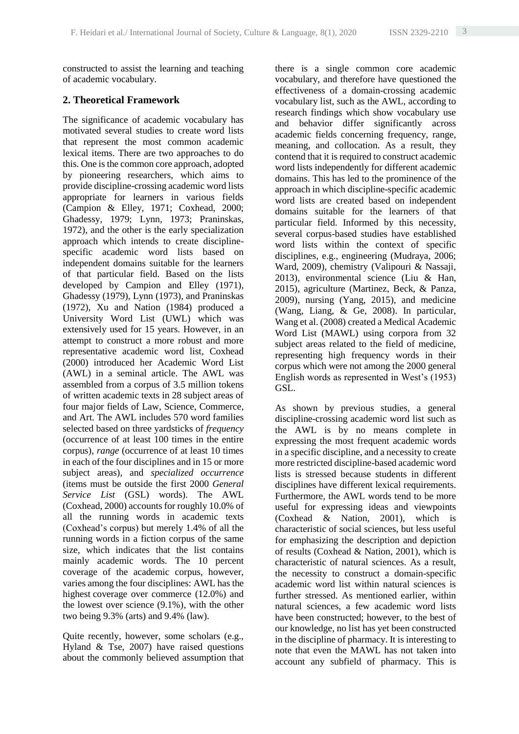constructed to assist the learning and teaching of academic vocabulary.

## 2. Theoretical Framework

The significance of academic vocabulary has motivated several studies to create word lists that represent the most common academic lexical items. There are two approaches to do this. One is the common core approach, adopted by pioneering researchers, which aims to provide discipline-crossing academic word lists appropriate for learners in various fields (Campion & Elley, 1971; Coxhead, 2000; Ghadessy, 1979; Lynn, 1973; Praninskas, 1972), and the other is the early specialization approach which intends to create discipline-specific academic word lists based on independent domains suitable for the learners of that particular field. Based on the lists developed by Campion and Elley (1971), Ghadessy (1979), Lynn (1973), and Praninskas (1972), Xu and Nation (1984) produced a University Word List (UWL) which was extensively used for 15 years. However, in an attempt to construct a more robust and more representative academic word list, Coxhead (2000) introduced her Academic Word List (AWL) in a seminal article. The AWL was assembled from a corpus of 3.5 million tokens of written academic texts in 28 subject areas of four major fields of Law, Science, Commerce, and Art. The AWL includes 570 word families selected based on three yardsticks of *frequency* (occurrence of at least 100 times in the entire corpus), *range* (occurrence of at least 10 times in each of the four disciplines and in 15 or more subject areas), and *specialized occurrence* (items must be outside the first 2000 *General Service List* (GSL) words). The AWL (Coxhead, 2000) accounts for roughly 10.0% of all the running words in academic texts (Coxhead's corpus) but merely 1.4% of all the running words in a fiction corpus of the same size, which indicates that the list contains mainly academic words. The 10 percent coverage of the academic corpus, however, varies among the four disciplines: AWL has the highest coverage over commerce (12.0%) and the lowest over science (9.1%), with the other two being 9.3% (arts) and 9.4% (law).

Quite recently, however, some scholars (e.g., Hyland & Tse, 2007) have raised questions about the commonly believed assumption that there is a single common core academic vocabulary, and therefore have questioned the effectiveness of a domain-crossing academic vocabulary list, such as the AWL, according to research findings which show vocabulary use and behavior differ significantly across academic fields concerning frequency, range, meaning, and collocation. As a result, they contend that it is required to construct academic word lists independently for different academic domains. This has led to the prominence of the approach in which discipline-specific academic word lists are created based on independent domains suitable for the learners of that particular field. Informed by this necessity, several corpus-based studies have established word lists within the context of specific disciplines, e.g., engineering (Mudraya, 2006; Ward, 2009), chemistry (Valipouri & Nassaji, 2013), environmental science (Liu & Han, 2015), agriculture (Martinez, Beck, & Panza, 2009), nursing (Yang, 2015), and medicine (Wang, Liang, & Ge, 2008). In particular, Wang et al. (2008) created a Medical Academic Word List (MAWL) using corpora from 32 subject areas related to the field of medicine, representing high frequency words in their corpus which were not among the 2000 general English words as represented in West's (1953) GSL.

As shown by previous studies, a general discipline-crossing academic word list such as the AWL is by no means complete in expressing the most frequent academic words in a specific discipline, and a necessity to create more restricted discipline-based academic word lists is stressed because students in different disciplines have different lexical requirements. Furthermore, the AWL words tend to be more useful for expressing ideas and viewpoints (Coxhead & Nation, 2001), which is characteristic of social sciences, but less useful for emphasizing the description and depiction of results (Coxhead & Nation, 2001), which is characteristic of natural sciences. As a result, the necessity to construct a domain-specific academic word list within natural sciences is further stressed. As mentioned earlier, within natural sciences, a few academic word lists have been constructed; however, to the best of our knowledge, no list has yet been constructed in the discipline of pharmacy. It is interesting to note that even the MAWL has not taken into account any subfield of pharmacy. This is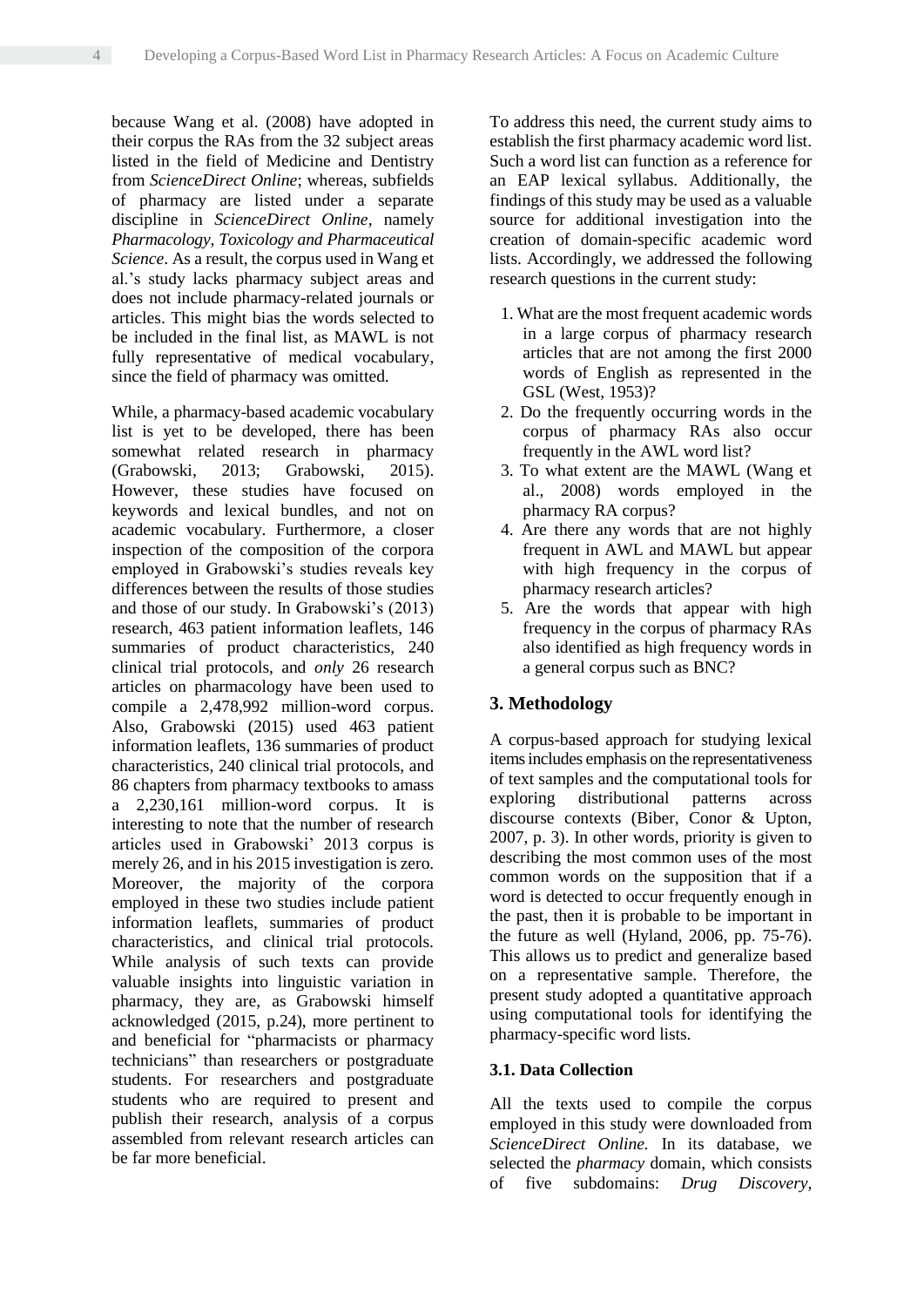because Wang et al. (2008) have adopted in their corpus the RAs from the 32 subject areas listed in the field of Medicine and Dentistry from *ScienceDirect Online*; whereas, subfields of pharmacy are listed under a separate discipline in *ScienceDirect Online*, namely *Pharmacology, Toxicology and Pharmaceutical Science*. As a result, the corpus used in Wang et al.'s study lacks pharmacy subject areas and does not include pharmacy-related journals or articles. This might bias the words selected to be included in the final list, as MAWL is not fully representative of medical vocabulary, since the field of pharmacy was omitted.

While, a pharmacy-based academic vocabulary list is yet to be developed, there has been somewhat related research in pharmacy (Grabowski, 2013; Grabowski, 2015). However, these studies have focused on keywords and lexical bundles, and not on academic vocabulary. Furthermore, a closer inspection of the composition of the corpora employed in Grabowski's studies reveals key differences between the results of those studies and those of our study. In Grabowski's (2013) research, 463 patient information leaflets, 146 summaries of product characteristics, 240 clinical trial protocols, and *only* 26 research articles on pharmacology have been used to compile a 2,478,992 million-word corpus. Also, Grabowski (2015) used 463 patient information leaflets, 136 summaries of product characteristics, 240 clinical trial protocols, and 86 chapters from pharmacy textbooks to amass a 2,230,161 million-word corpus. It is interesting to note that the number of research articles used in Grabowski' 2013 corpus is merely 26, and in his 2015 investigation is zero. Moreover, the majority of the corpora employed in these two studies include patient information leaflets, summaries of product characteristics, and clinical trial protocols. While analysis of such texts can provide valuable insights into linguistic variation in pharmacy, they are, as Grabowski himself acknowledged (2015, p.24), more pertinent to and beneficial for "pharmacists or pharmacy technicians" than researchers or postgraduate students. For researchers and postgraduate students who are required to present and publish their research, analysis of a corpus assembled from relevant research articles can be far more beneficial.

To address this need, the current study aims to establish the first pharmacy academic word list. Such a word list can function as a reference for an EAP lexical syllabus. Additionally, the findings of this study may be used as a valuable source for additional investigation into the creation of domain-specific academic word lists. Accordingly, we addressed the following research questions in the current study:

1. What are the most frequent academic words in a large corpus of pharmacy research articles that are not among the first 2000 words of English as represented in the GSL (West, 1953)?
2. Do the frequently occurring words in the corpus of pharmacy RAs also occur frequently in the AWL word list?
3. To what extent are the MAWL (Wang et al., 2008) words employed in the pharmacy RA corpus?
4. Are there any words that are not highly frequent in AWL and MAWL but appear with high frequency in the corpus of pharmacy research articles?
5. Are the words that appear with high frequency in the corpus of pharmacy RAs also identified as high frequency words in a general corpus such as BNC?

## 3. Methodology

A corpus-based approach for studying lexical items includes emphasis on the representativeness of text samples and the computational tools for exploring distributional patterns across discourse contexts (Biber, Conor & Upton, 2007, p. 3). In other words, priority is given to describing the most common uses of the most common words on the supposition that if a word is detected to occur frequently enough in the past, then it is probable to be important in the future as well (Hyland, 2006, pp. 75-76). This allows us to predict and generalize based on a representative sample. Therefore, the present study adopted a quantitative approach using computational tools for identifying the pharmacy-specific word lists.

### 3.1. Data Collection

All the texts used to compile the corpus employed in this study were downloaded from *ScienceDirect Online.* In its database, we selected the *pharmacy* domain, which consists of five subdomains: *Drug Discovery,*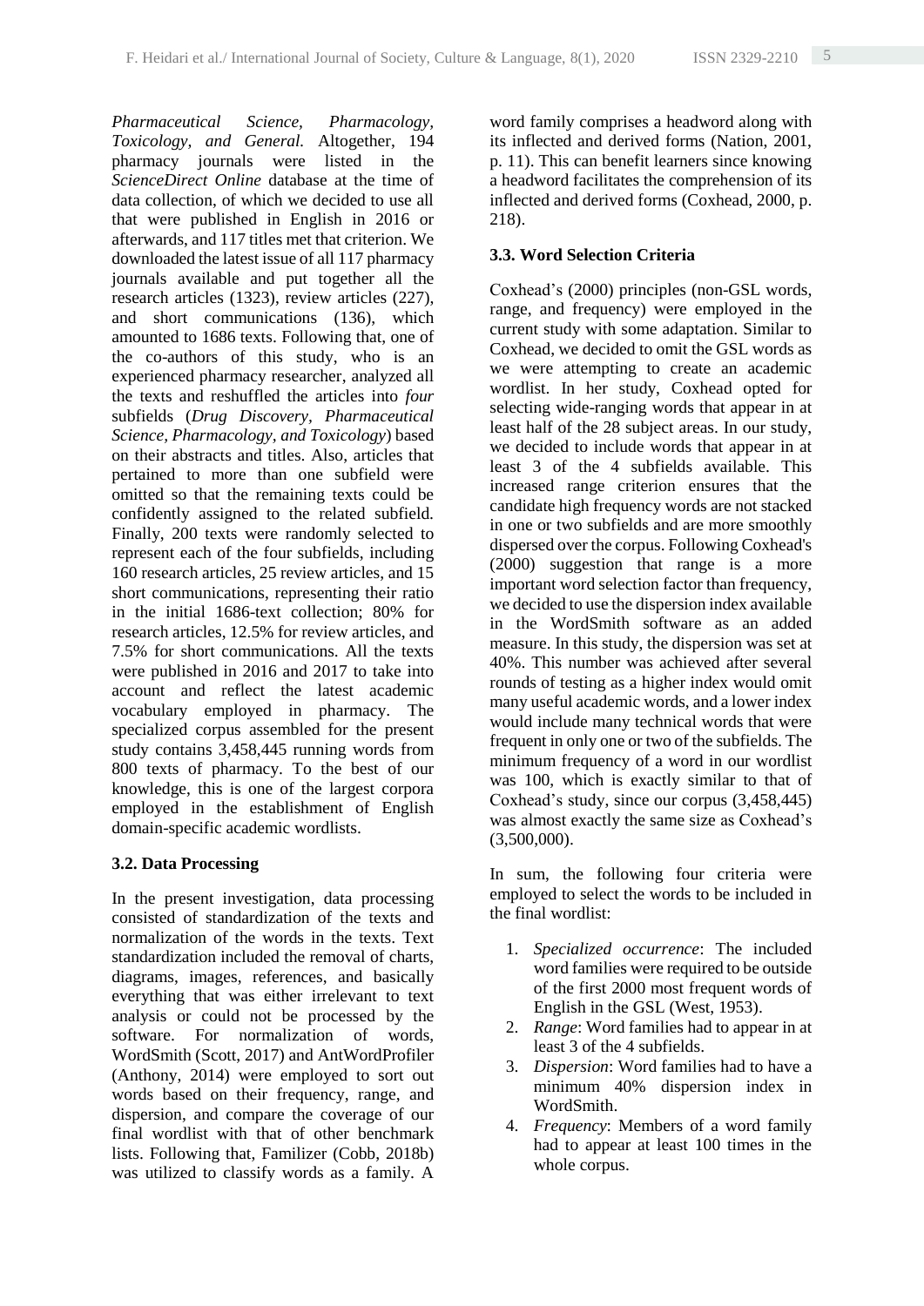*Pharmaceutical Science, Pharmacology, Toxicology, and General.* Altogether, 194 pharmacy journals were listed in the *ScienceDirect Online* database at the time of data collection, of which we decided to use all that were published in English in 2016 or afterwards, and 117 titles met that criterion. We downloaded the latest issue of all 117 pharmacy journals available and put together all the research articles (1323), review articles (227), and short communications (136), which amounted to 1686 texts. Following that, one of the co-authors of this study, who is an experienced pharmacy researcher, analyzed all the texts and reshuffled the articles into *four* subfields (*Drug Discovery, Pharmaceutical Science, Pharmacology, and Toxicology*) based on their abstracts and titles. Also, articles that pertained to more than one subfield were omitted so that the remaining texts could be confidently assigned to the related subfield. Finally, 200 texts were randomly selected to represent each of the four subfields, including 160 research articles, 25 review articles, and 15 short communications, representing their ratio in the initial 1686-text collection; 80% for research articles, 12.5% for review articles, and 7.5% for short communications. All the texts were published in 2016 and 2017 to take into account and reflect the latest academic vocabulary employed in pharmacy. The specialized corpus assembled for the present study contains 3,458,445 running words from 800 texts of pharmacy. To the best of our knowledge, this is one of the largest corpora employed in the establishment of English domain-specific academic wordlists.

### 3.2. Data Processing

In the present investigation, data processing consisted of standardization of the texts and normalization of the words in the texts. Text standardization included the removal of charts, diagrams, images, references, and basically everything that was either irrelevant to text analysis or could not be processed by the software. For normalization of words, WordSmith (Scott, 2017) and AntWordProfiler (Anthony, 2014) were employed to sort out words based on their frequency, range, and dispersion, and compare the coverage of our final wordlist with that of other benchmark lists. Following that, Familizer (Cobb, 2018b) was utilized to classify words as a family. A word family comprises a headword along with its inflected and derived forms (Nation, 2001, p. 11). This can benefit learners since knowing a headword facilitates the comprehension of its inflected and derived forms (Coxhead, 2000, p. 218).

### 3.3. Word Selection Criteria

Coxhead's (2000) principles (non-GSL words, range, and frequency) were employed in the current study with some adaptation. Similar to Coxhead, we decided to omit the GSL words as we were attempting to create an academic wordlist. In her study, Coxhead opted for selecting wide-ranging words that appear in at least half of the 28 subject areas. In our study, we decided to include words that appear in at least 3 of the 4 subfields available. This increased range criterion ensures that the candidate high frequency words are not stacked in one or two subfields and are more smoothly dispersed over the corpus. Following Coxhead's (2000) suggestion that range is a more important word selection factor than frequency, we decided to use the dispersion index available in the WordSmith software as an added measure. In this study, the dispersion was set at 40%. This number was achieved after several rounds of testing as a higher index would omit many useful academic words, and a lower index would include many technical words that were frequent in only one or two of the subfields. The minimum frequency of a word in our wordlist was 100, which is exactly similar to that of Coxhead's study, since our corpus (3,458,445) was almost exactly the same size as Coxhead's (3,500,000).

In sum, the following four criteria were employed to select the words to be included in the final wordlist:

1. *Specialized occurrence*: The included word families were required to be outside of the first 2000 most frequent words of English in the GSL (West, 1953).
2. *Range*: Word families had to appear in at least 3 of the 4 subfields.
3. *Dispersion*: Word families had to have a minimum 40% dispersion index in WordSmith.
4. *Frequency*: Members of a word family had to appear at least 100 times in the whole corpus.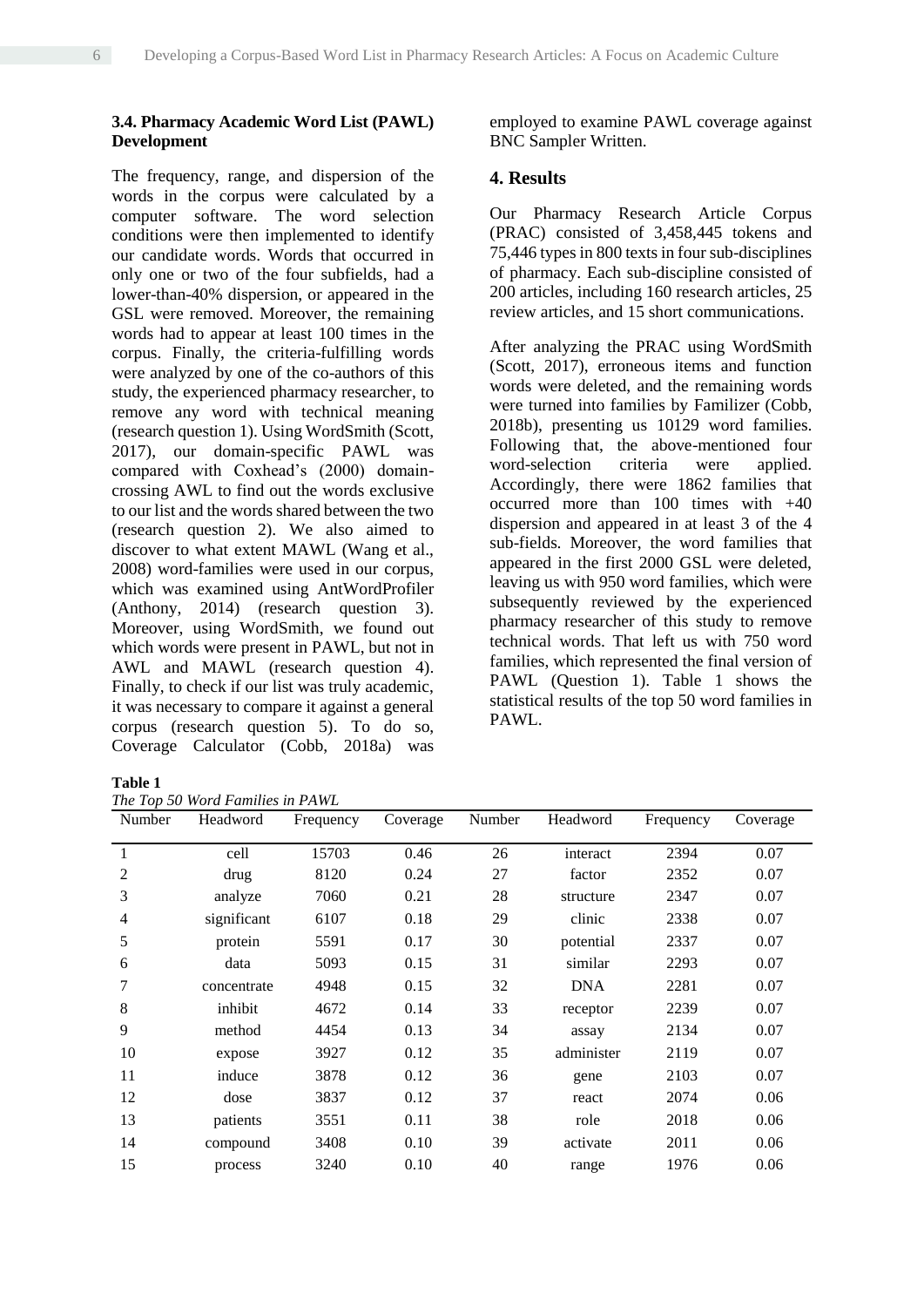### 3.4. Pharmacy Academic Word List (PAWL) Development

The frequency, range, and dispersion of the words in the corpus were calculated by a computer software. The word selection conditions were then implemented to identify our candidate words. Words that occurred in only one or two of the four subfields, had a lower-than-40% dispersion, or appeared in the GSL were removed. Moreover, the remaining words had to appear at least 100 times in the corpus. Finally, the criteria-fulfilling words were analyzed by one of the co-authors of this study, the experienced pharmacy researcher, to remove any word with technical meaning (research question 1). Using WordSmith (Scott, 2017), our domain-specific PAWL was compared with Coxhead's (2000) domain-crossing AWL to find out the words exclusive to our list and the words shared between the two (research question 2). We also aimed to discover to what extent MAWL (Wang et al., 2008) word-families were used in our corpus, which was examined using AntWordProfiler (Anthony, 2014) (research question 3). Moreover, using WordSmith, we found out which words were present in PAWL, but not in AWL and MAWL (research question 4). Finally, to check if our list was truly academic, it was necessary to compare it against a general corpus (research question 5). To do so, Coverage Calculator (Cobb, 2018a) was employed to examine PAWL coverage against BNC Sampler Written.

## 4. Results

Our Pharmacy Research Article Corpus (PRAC) consisted of 3,458,445 tokens and 75,446 types in 800 texts in four sub-disciplines of pharmacy. Each sub-discipline consisted of 200 articles, including 160 research articles, 25 review articles, and 15 short communications.

After analyzing the PRAC using WordSmith (Scott, 2017), erroneous items and function words were deleted, and the remaining words were turned into families by Familizer (Cobb, 2018b), presenting us 10129 word families. Following that, the above-mentioned four word-selection criteria were applied. Accordingly, there were 1862 families that occurred more than 100 times with +40 dispersion and appeared in at least 3 of the 4 sub-fields. Moreover, the word families that appeared in the first 2000 GSL were deleted, leaving us with 950 word families, which were subsequently reviewed by the experienced pharmacy researcher of this study to remove technical words. That left us with 750 word families, which represented the final version of PAWL (Question 1). Table 1 shows the statistical results of the top 50 word families in PAWL.

**Table 1**

*The Top 50 Word Families in PAWL*

| Number | Headword | Frequency | Coverage | Number | Headword | Frequency | Coverage |
|---|---|---|---|---|---|---|---|
| 1 | cell | 15703 | 0.46 | 26 | interact | 2394 | 0.07 |
| 2 | drug | 8120 | 0.24 | 27 | factor | 2352 | 0.07 |
| 3 | analyze | 7060 | 0.21 | 28 | structure | 2347 | 0.07 |
| 4 | significant | 6107 | 0.18 | 29 | clinic | 2338 | 0.07 |
| 5 | protein | 5591 | 0.17 | 30 | potential | 2337 | 0.07 |
| 6 | data | 5093 | 0.15 | 31 | similar | 2293 | 0.07 |
| 7 | concentrate | 4948 | 0.15 | 32 | DNA | 2281 | 0.07 |
| 8 | inhibit | 4672 | 0.14 | 33 | receptor | 2239 | 0.07 |
| 9 | method | 4454 | 0.13 | 34 | assay | 2134 | 0.07 |
| 10 | expose | 3927 | 0.12 | 35 | administer | 2119 | 0.07 |
| 11 | induce | 3878 | 0.12 | 36 | gene | 2103 | 0.07 |
| 12 | dose | 3837 | 0.12 | 37 | react | 2074 | 0.06 |
| 13 | patients | 3551 | 0.11 | 38 | role | 2018 | 0.06 |
| 14 | compound | 3408 | 0.10 | 39 | activate | 2011 | 0.06 |
| 15 | process | 3240 | 0.10 | 40 | range | 1976 | 0.06 |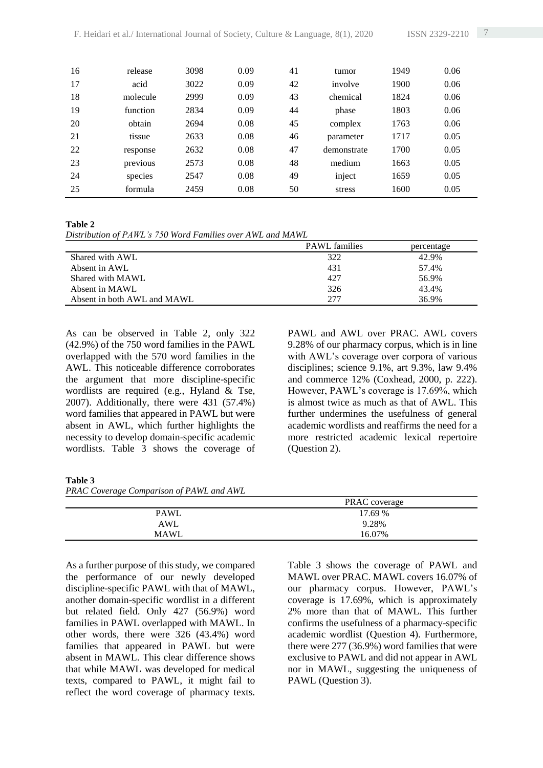| 16 | release | 3098 | 0.09 | 41 | tumor | 1949 | 0.06 |
|---|---|---|---|---|---|---|---|
| 17 | acid | 3022 | 0.09 | 42 | involve | 1900 | 0.06 |
| 18 | molecule | 2999 | 0.09 | 43 | chemical | 1824 | 0.06 |
| 19 | function | 2834 | 0.09 | 44 | phase | 1803 | 0.06 |
| 20 | obtain | 2694 | 0.08 | 45 | complex | 1763 | 0.06 |
| 21 | tissue | 2633 | 0.08 | 46 | parameter | 1717 | 0.05 |
| 22 | response | 2632 | 0.08 | 47 | demonstrate | 1700 | 0.05 |
| 23 | previous | 2573 | 0.08 | 48 | medium | 1663 | 0.05 |
| 24 | species | 2547 | 0.08 | 49 | inject | 1659 | 0.05 |
| 25 | formula | 2459 | 0.08 | 50 | stress | 1600 | 0.05 |

**Table 2**
*Distribution of PAWL's 750 Word Families over AWL and MAWL*

| | PAWL families | percentage |
|---|---|---|
| Shared with AWL | 322 | 42.9% |
| Absent in AWL | 431 | 57.4% |
| Shared with MAWL | 427 | 56.9% |
| Absent in MAWL | 326 | 43.4% |
| Absent in both AWL and MAWL | 277 | 36.9% |

As can be observed in Table 2, only 322 (42.9%) of the 750 word families in the PAWL overlapped with the 570 word families in the AWL. This noticeable difference corroborates the argument that more discipline-specific wordlists are required (e.g., Hyland & Tse, 2007). Additionally, there were 431 (57.4%) word families that appeared in PAWL but were absent in AWL, which further highlights the necessity to develop domain-specific academic wordlists. Table 3 shows the coverage of PAWL and AWL over PRAC. AWL covers 9.28% of our pharmacy corpus, which is in line with AWL's coverage over corpora of various disciplines; science 9.1%, art 9.3%, law 9.4% and commerce 12% (Coxhead, 2000, p. 222). However, PAWL's coverage is 17.69%, which is almost twice as much as that of AWL. This further undermines the usefulness of general academic wordlists and reaffirms the need for a more restricted academic lexical repertoire (Question 2).

**Table 3**
*PRAC Coverage Comparison of PAWL and AWL*

| | PRAC coverage |
|---|---|
| PAWL | 17.69 % |
| AWL | 9.28% |
| MAWL | 16.07% |

As a further purpose of this study, we compared the performance of our newly developed discipline-specific PAWL with that of MAWL, another domain-specific wordlist in a different but related field. Only 427 (56.9%) word families in PAWL overlapped with MAWL. In other words, there were 326 (43.4%) word families that appeared in PAWL but were absent in MAWL. This clear difference shows that while MAWL was developed for medical texts, compared to PAWL, it might fail to reflect the word coverage of pharmacy texts. Table 3 shows the coverage of PAWL and MAWL over PRAC. MAWL covers 16.07% of our pharmacy corpus. However, PAWL's coverage is 17.69%, which is approximately 2% more than that of MAWL. This further confirms the usefulness of a pharmacy-specific academic wordlist (Question 4). Furthermore, there were 277 (36.9%) word families that were exclusive to PAWL and did not appear in AWL nor in MAWL, suggesting the uniqueness of PAWL (Question 3).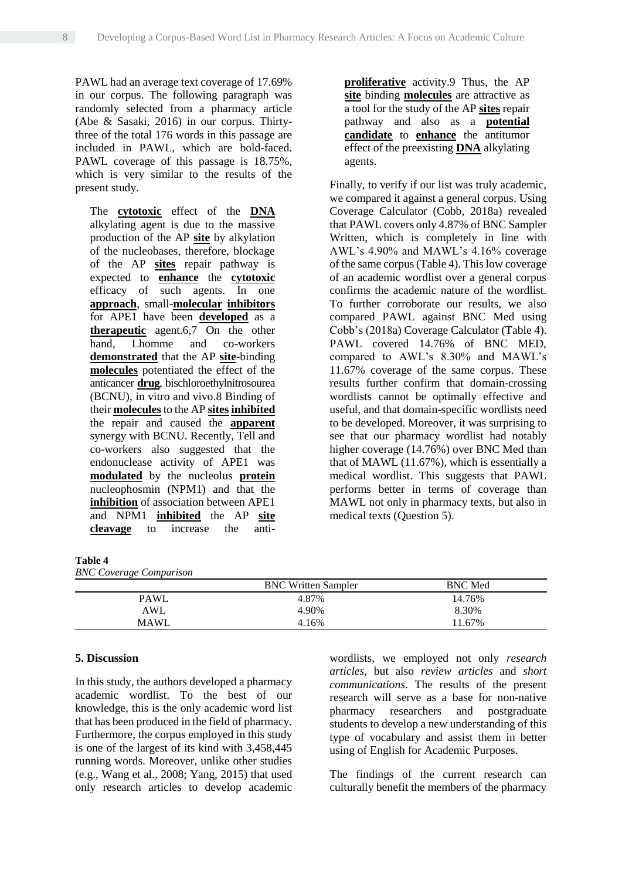PAWL had an average text coverage of 17.69% in our corpus. The following paragraph was randomly selected from a pharmacy article (Abe & Sasaki, 2016) in our corpus. Thirty-three of the total 176 words in this passage are included in PAWL, which are bold-faced. PAWL coverage of this passage is 18.75%, which is very similar to the results of the present study.

> The **cytotoxic** effect of the **DNA** alkylating agent is due to the massive production of the AP **site** by alkylation of the nucleobases, therefore, blockage of the AP **sites** repair pathway is expected to **enhance** the **cytotoxic** efficacy of such agents. In one **approach**, small-**molecular** **inhibitors** for APE1 have been **developed** as a **therapeutic** agent.6,7 On the other hand, Lhomme and co-workers **demonstrated** that the AP **site**-binding **molecules** potentiated the effect of the anticancer **drug**, bischloroethylnitrosourea (BCNU), in vitro and vivo.8 Binding of their **molecules** to the AP **sites** **inhibited** the repair and caused the **apparent** synergy with BCNU. Recently, Tell and co-workers also suggested that the endonuclease activity of APE1 was **modulated** by the nucleolus **protein** nucleophosmin (NPM1) and that the **inhibition** of association between APE1 and NPM1 **inhibited** the AP **site** **cleavage** to increase the anti-**proliferative** activity.9 Thus, the AP **site** binding **molecules** are attractive as a tool for the study of the AP **sites** repair pathway and also as a **potential** **candidate** to **enhance** the antitumor effect of the preexisting **DNA** alkylating agents.

Finally, to verify if our list was truly academic, we compared it against a general corpus. Using Coverage Calculator (Cobb, 2018a) revealed that PAWL covers only 4.87% of BNC Sampler Written, which is completely in line with AWL's 4.90% and MAWL's 4.16% coverage of the same corpus (Table 4). This low coverage of an academic wordlist over a general corpus confirms the academic nature of the wordlist. To further corroborate our results, we also compared PAWL against BNC Med using Cobb's (2018a) Coverage Calculator (Table 4). PAWL covered 14.76% of BNC MED, compared to AWL's 8.30% and MAWL's 11.67% coverage of the same corpus. These results further confirm that domain-crossing wordlists cannot be optimally effective and useful, and that domain-specific wordlists need to be developed. Moreover, it was surprising to see that our pharmacy wordlist had notably higher coverage (14.76%) over BNC Med than that of MAWL (11.67%), which is essentially a medical wordlist. This suggests that PAWL performs better in terms of coverage than MAWL not only in pharmacy texts, but also in medical texts (Question 5).

**Table 4**
*BNC Coverage Comparison*

| | BNC Written Sampler | BNC Med |
|---|---|---|
| PAWL | 4.87% | 14.76% |
| AWL | 4.90% | 8.30% |
| MAWL | 4.16% | 11.67% |

## 5. Discussion

In this study, the authors developed a pharmacy academic wordlist. To the best of our knowledge, this is the only academic word list that has been produced in the field of pharmacy. Furthermore, the corpus employed in this study is one of the largest of its kind with 3,458,445 running words. Moreover, unlike other studies (e.g., Wang et al., 2008; Yang, 2015) that used only research articles to develop academic wordlists, we employed not only *research articles*, but also *review articles* and *short communications*. The results of the present research will serve as a base for non-native pharmacy researchers and postgraduate students to develop a new understanding of this type of vocabulary and assist them in better using of English for Academic Purposes.

The findings of the current research can culturally benefit the members of the pharmacy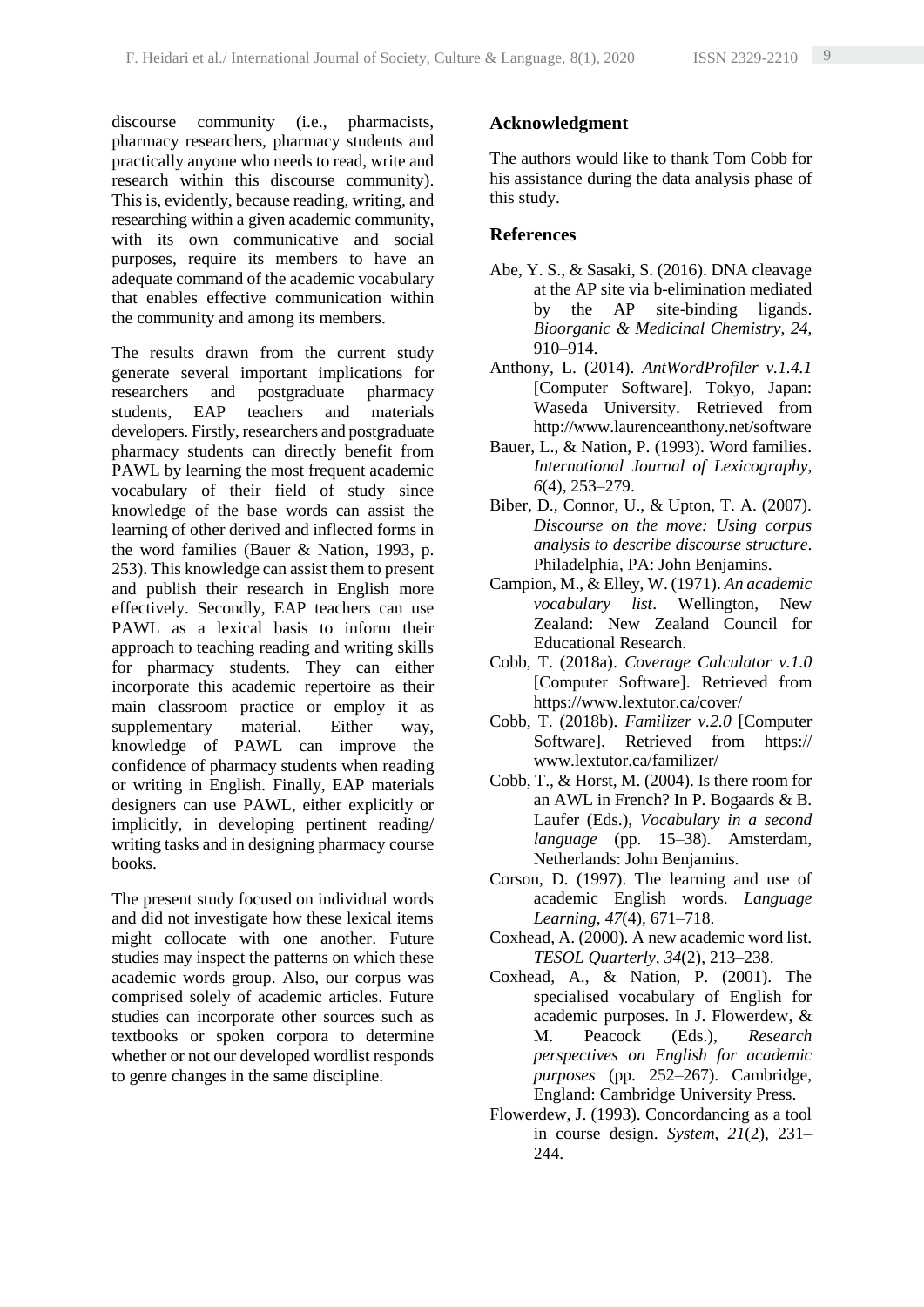discourse community (i.e., pharmacists, pharmacy researchers, pharmacy students and practically anyone who needs to read, write and research within this discourse community). This is, evidently, because reading, writing, and researching within a given academic community, with its own communicative and social purposes, require its members to have an adequate command of the academic vocabulary that enables effective communication within the community and among its members.

The results drawn from the current study generate several important implications for researchers and postgraduate pharmacy students, EAP teachers and materials developers. Firstly, researchers and postgraduate pharmacy students can directly benefit from PAWL by learning the most frequent academic vocabulary of their field of study since knowledge of the base words can assist the learning of other derived and inflected forms in the word families (Bauer & Nation, 1993, p. 253). This knowledge can assist them to present and publish their research in English more effectively. Secondly, EAP teachers can use PAWL as a lexical basis to inform their approach to teaching reading and writing skills for pharmacy students. They can either incorporate this academic repertoire as their main classroom practice or employ it as supplementary material. Either way, knowledge of PAWL can improve the confidence of pharmacy students when reading or writing in English. Finally, EAP materials designers can use PAWL, either explicitly or implicitly, in developing pertinent reading/ writing tasks and in designing pharmacy course books.

The present study focused on individual words and did not investigate how these lexical items might collocate with one another. Future studies may inspect the patterns on which these academic words group. Also, our corpus was comprised solely of academic articles. Future studies can incorporate other sources such as textbooks or spoken corpora to determine whether or not our developed wordlist responds to genre changes in the same discipline.

## Acknowledgment

The authors would like to thank Tom Cobb for his assistance during the data analysis phase of this study.

## References

Abe, Y. S., & Sasaki, S. (2016). DNA cleavage at the AP site via b-elimination mediated by the AP site-binding ligands. *Bioorganic & Medicinal Chemistry, 24*, 910–914.

Anthony, L. (2014). *AntWordProfiler v.1.4.1* [Computer Software]. Tokyo, Japan: Waseda University. Retrieved from http://www.laurenceanthony.net/software

Bauer, L., & Nation, P. (1993). Word families. *International Journal of Lexicography*, *6*(4), 253–279.

Biber, D., Connor, U., & Upton, T. A. (2007). *Discourse on the move: Using corpus analysis to describe discourse structure*. Philadelphia, PA: John Benjamins.

Campion, M., & Elley, W. (1971). *An academic vocabulary list*. Wellington, New Zealand: New Zealand Council for Educational Research.

Cobb, T. (2018a). *Coverage Calculator v.1.0* [Computer Software]. Retrieved from https://www.lextutor.ca/cover/

Cobb, T. (2018b). *Familizer v.2.0* [Computer Software]. Retrieved from https:// www.lextutor.ca/familizer/

Cobb, T., & Horst, M. (2004). Is there room for an AWL in French? In P. Bogaards & B. Laufer (Eds.), *Vocabulary in a second language* (pp. 15–38). Amsterdam, Netherlands: John Benjamins.

Corson, D. (1997). The learning and use of academic English words. *Language Learning*, *47*(4), 671–718.

Coxhead, A. (2000). A new academic word list. *TESOL Quarterly*, *34*(2), 213–238.

Coxhead, A., & Nation, P. (2001). The specialised vocabulary of English for academic purposes. In J. Flowerdew, & M. Peacock (Eds.), *Research perspectives on English for academic purposes* (pp. 252–267). Cambridge, England: Cambridge University Press.

Flowerdew, J. (1993). Concordancing as a tool in course design. *System*, *21*(2), 231–244.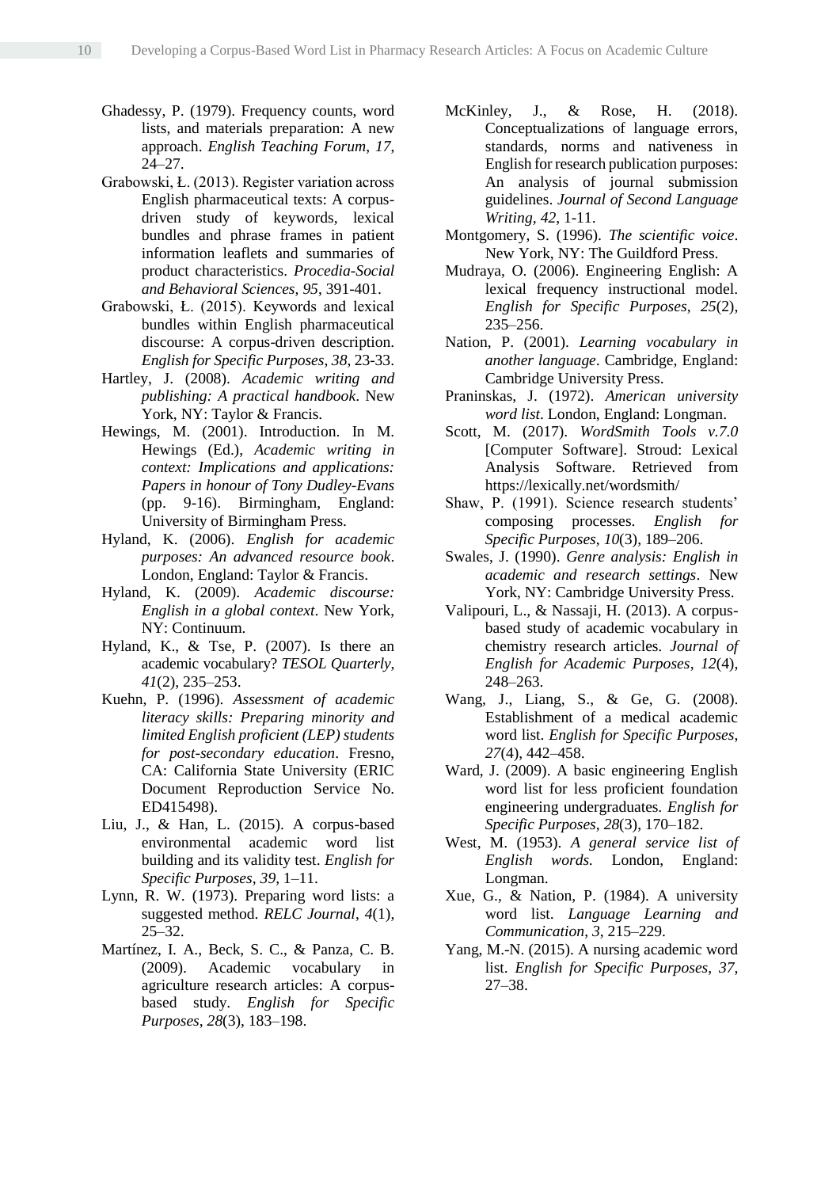Ghadessy, P. (1979). Frequency counts, word lists, and materials preparation: A new approach. *English Teaching Forum*, *17*, 24–27.

Grabowski, Ł. (2013). Register variation across English pharmaceutical texts: A corpus-driven study of keywords, lexical bundles and phrase frames in patient information leaflets and summaries of product characteristics. *Procedia-Social and Behavioral Sciences*, *95*, 391-401.

Grabowski, Ł. (2015). Keywords and lexical bundles within English pharmaceutical discourse: A corpus-driven description. *English for Specific Purposes*, *38*, 23-33.

Hartley, J. (2008). *Academic writing and publishing: A practical handbook*. New York, NY: Taylor & Francis.

Hewings, M. (2001). Introduction. In M. Hewings (Ed.), *Academic writing in context: Implications and applications: Papers in honour of Tony Dudley-Evans* (pp. 9-16). Birmingham, England: University of Birmingham Press.

Hyland, K. (2006). *English for academic purposes: An advanced resource book*. London, England: Taylor & Francis.

Hyland, K. (2009). *Academic discourse: English in a global context*. New York, NY: Continuum.

Hyland, K., & Tse, P. (2007). Is there an academic vocabulary? *TESOL Quarterly*, *41*(2), 235–253.

Kuehn, P. (1996). *Assessment of academic literacy skills: Preparing minority and limited English proficient (LEP) students for post-secondary education*. Fresno, CA: California State University (ERIC Document Reproduction Service No. ED415498).

Liu, J., & Han, L. (2015). A corpus-based environmental academic word list building and its validity test. *English for Specific Purposes*, *39*, 1–11.

Lynn, R. W. (1973). Preparing word lists: a suggested method. *RELC Journal*, *4*(1), 25–32.

Martínez, I. A., Beck, S. C., & Panza, C. B. (2009). Academic vocabulary in agriculture research articles: A corpus-based study. *English for Specific Purposes*, *28*(3), 183–198.

McKinley, J., & Rose, H. (2018). Conceptualizations of language errors, standards, norms and nativeness in English for research publication purposes: An analysis of journal submission guidelines. *Journal of Second Language Writing*, *42*, 1-11.

Montgomery, S. (1996). *The scientific voice*. New York, NY: The Guildford Press.

Mudraya, O. (2006). Engineering English: A lexical frequency instructional model. *English for Specific Purposes*, *25*(2), 235–256.

Nation, P. (2001). *Learning vocabulary in another language*. Cambridge, England: Cambridge University Press.

Praninskas, J. (1972). *American university word list*. London, England: Longman.

Scott, M. (2017). *WordSmith Tools v.7.0* [Computer Software]. Stroud: Lexical Analysis Software. Retrieved from https://lexically.net/wordsmith/

Shaw, P. (1991). Science research students' composing processes. *English for Specific Purposes*, *10*(3), 189–206.

Swales, J. (1990). *Genre analysis: English in academic and research settings*. New York, NY: Cambridge University Press.

Valipouri, L., & Nassaji, H. (2013). A corpus-based study of academic vocabulary in chemistry research articles. *Journal of English for Academic Purposes*, *12*(4), 248–263.

Wang, J., Liang, S., & Ge, G. (2008). Establishment of a medical academic word list. *English for Specific Purposes*, *27*(4), 442–458.

Ward, J. (2009). A basic engineering English word list for less proficient foundation engineering undergraduates. *English for Specific Purposes*, *28*(3), 170–182.

West, M. (1953). *A general service list of English words.* London, England: Longman.

Xue, G., & Nation, P. (1984). A university word list. *Language Learning and Communication*, *3*, 215–229.

Yang, M.-N. (2015). A nursing academic word list. *English for Specific Purposes*, *37*, 27–38.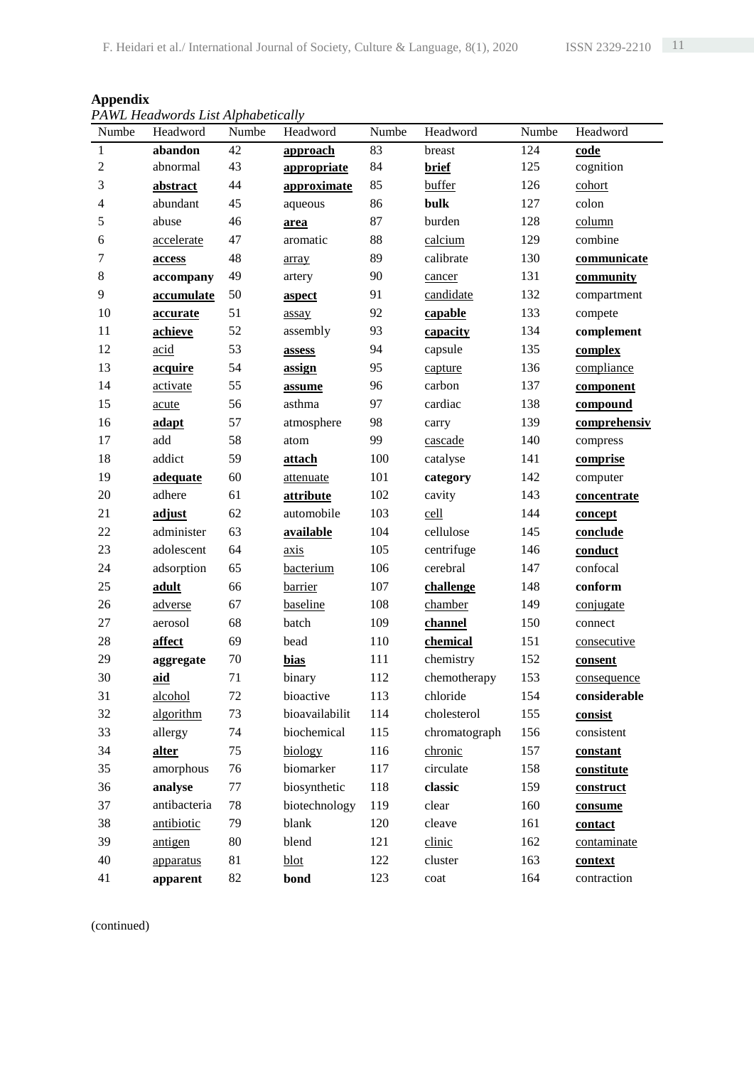**Appendix**

*PAWL Headwords List Alphabetically*

| Numbe | Headword | Numbe | Headword | Numbe | Headword | Numbe | Headword |
|---|---|---|---|---|---|---|---|
| 1 | **abandon** | 42 | **approach** | 83 | breast | 124 | **code** |
| 2 | abnormal | 43 | **appropriate** | 84 | **brief** | 125 | cognition |
| 3 | **abstract** | 44 | **approximate** | 85 | buffer | 126 | cohort |
| 4 | abundant | 45 | aqueous | 86 | **bulk** | 127 | colon |
| 5 | abuse | 46 | **area** | 87 | burden | 128 | column |
| 6 | accelerate | 47 | aromatic | 88 | calcium | 129 | combine |
| 7 | **access** | 48 | array | 89 | calibrate | 130 | **communicate** |
| 8 | **accompany** | 49 | artery | 90 | cancer | 131 | **community** |
| 9 | **accumulate** | 50 | **aspect** | 91 | candidate | 132 | compartment |
| 10 | **accurate** | 51 | assay | 92 | **capable** | 133 | compete |
| 11 | **achieve** | 52 | assembly | 93 | **capacity** | 134 | **complement** |
| 12 | acid | 53 | **assess** | 94 | capsule | 135 | **complex** |
| 13 | **acquire** | 54 | **assign** | 95 | capture | 136 | compliance |
| 14 | activate | 55 | **assume** | 96 | carbon | 137 | **component** |
| 15 | acute | 56 | asthma | 97 | cardiac | 138 | **compound** |
| 16 | **adapt** | 57 | atmosphere | 98 | carry | 139 | **comprehensiv** |
| 17 | add | 58 | atom | 99 | cascade | 140 | compress |
| 18 | addict | 59 | **attach** | 100 | catalyse | 141 | **comprise** |
| 19 | **adequate** | 60 | attenuate | 101 | **category** | 142 | computer |
| 20 | adhere | 61 | **attribute** | 102 | cavity | 143 | **concentrate** |
| 21 | **adjust** | 62 | automobile | 103 | cell | 144 | **concept** |
| 22 | administer | 63 | **available** | 104 | cellulose | 145 | **conclude** |
| 23 | adolescent | 64 | axis | 105 | centrifuge | 146 | **conduct** |
| 24 | adsorption | 65 | bacterium | 106 | cerebral | 147 | confocal |
| 25 | **adult** | 66 | barrier | 107 | **challenge** | 148 | **conform** |
| 26 | adverse | 67 | baseline | 108 | chamber | 149 | conjugate |
| 27 | aerosol | 68 | batch | 109 | **channel** | 150 | connect |
| 28 | **affect** | 69 | bead | 110 | **chemical** | 151 | consecutive |
| 29 | **aggregate** | 70 | **bias** | 111 | chemistry | 152 | **consent** |
| 30 | **aid** | 71 | binary | 112 | chemotherapy | 153 | consequence |
| 31 | alcohol | 72 | bioactive | 113 | chloride | 154 | **considerable** |
| 32 | algorithm | 73 | bioavailabilit | 114 | cholesterol | 155 | **consist** |
| 33 | allergy | 74 | biochemical | 115 | chromatograph | 156 | consistent |
| 34 | **alter** | 75 | biology | 116 | chronic | 157 | **constant** |
| 35 | amorphous | 76 | biomarker | 117 | circulate | 158 | **constitute** |
| 36 | **analyse** | 77 | biosynthetic | 118 | **classic** | 159 | **construct** |
| 37 | antibacteria | 78 | biotechnology | 119 | clear | 160 | **consume** |
| 38 | antibiotic | 79 | blank | 120 | cleave | 161 | **contact** |
| 39 | antigen | 80 | blend | 121 | clinic | 162 | contaminate |
| 40 | apparatus | 81 | blot | 122 | cluster | 163 | **context** |
| 41 | **apparent** | 82 | **bond** | 123 | coat | 164 | contraction |

(continued)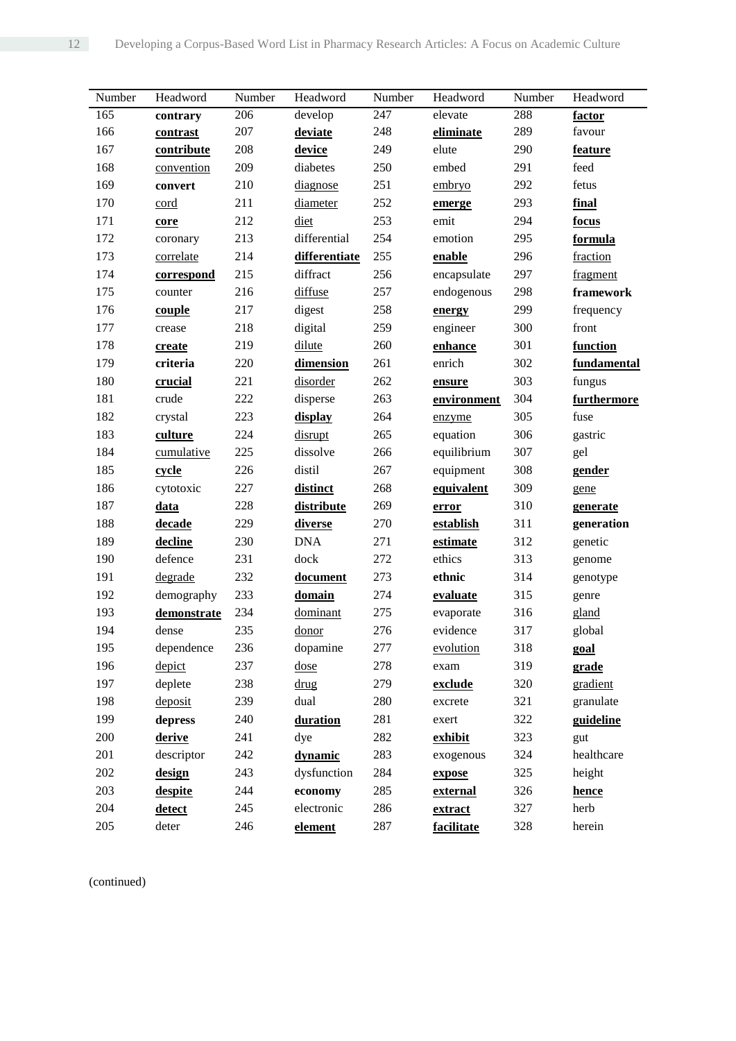| Number | Headword | Number | Headword | Number | Headword | Number | Headword |
|---|---|---|---|---|---|---|---|
| 165 | **contrary** | 206 | develop | 247 | elevate | 288 | **<u>factor</u>** |
| 166 | **<u>contrast</u>** | 207 | **<u>deviate</u>** | 248 | **<u>eliminate</u>** | 289 | favour |
| 167 | **<u>contribute</u>** | 208 | **<u>device</u>** | 249 | elute | 290 | **<u>feature</u>** |
| 168 | <u>convention</u> | 209 | diabetes | 250 | embed | 291 | feed |
| 169 | **convert** | 210 | <u>diagnose</u> | 251 | <u>embryo</u> | 292 | fetus |
| 170 | <u>cord</u> | 211 | <u>diameter</u> | 252 | **<u>emerge</u>** | 293 | **<u>final</u>** |
| 171 | **<u>core</u>** | 212 | <u>diet</u> | 253 | emit | 294 | **<u>focus</u>** |
| 172 | coronary | 213 | differential | 254 | emotion | 295 | **<u>formula</u>** |
| 173 | <u>correlate</u> | 214 | **<u>differentiate</u>** | 255 | **<u>enable</u>** | 296 | <u>fraction</u> |
| 174 | **<u>correspond</u>** | 215 | diffract | 256 | encapsulate | 297 | <u>fragment</u> |
| 175 | counter | 216 | <u>diffuse</u> | 257 | endogenous | 298 | **framework** |
| 176 | **<u>couple</u>** | 217 | digest | 258 | **<u>energy</u>** | 299 | frequency |
| 177 | crease | 218 | digital | 259 | engineer | 300 | front |
| 178 | **<u>create</u>** | 219 | <u>dilute</u> | 260 | **<u>enhance</u>** | 301 | **<u>function</u>** |
| 179 | **criteria** | 220 | **<u>dimension</u>** | 261 | enrich | 302 | **<u>fundamental</u>** |
| 180 | **<u>crucial</u>** | 221 | <u>disorder</u> | 262 | **<u>ensure</u>** | 303 | fungus |
| 181 | crude | 222 | disperse | 263 | **<u>environment</u>** | 304 | **<u>furthermore</u>** |
| 182 | crystal | 223 | **<u>display</u>** | 264 | <u>enzyme</u> | 305 | fuse |
| 183 | **<u>culture</u>** | 224 | <u>disrupt</u> | 265 | equation | 306 | gastric |
| 184 | <u>cumulative</u> | 225 | dissolve | 266 | equilibrium | 307 | gel |
| 185 | **<u>cycle</u>** | 226 | distil | 267 | equipment | 308 | **<u>gender</u>** |
| 186 | cytotoxic | 227 | **<u>distinct</u>** | 268 | **<u>equivalent</u>** | 309 | <u>gene</u> |
| 187 | **<u>data</u>** | 228 | **<u>distribute</u>** | 269 | **<u>error</u>** | 310 | **<u>generate</u>** |
| 188 | **<u>decade</u>** | 229 | **<u>diverse</u>** | 270 | **<u>establish</u>** | 311 | **generation** |
| 189 | **<u>decline</u>** | 230 | DNA | 271 | **<u>estimate</u>** | 312 | genetic |
| 190 | defence | 231 | dock | 272 | ethics | 313 | genome |
| 191 | <u>degrade</u> | 232 | **<u>document</u>** | 273 | **ethnic** | 314 | genotype |
| 192 | demography | 233 | **<u>domain</u>** | 274 | **<u>evaluate</u>** | 315 | genre |
| 193 | **<u>demonstrate</u>** | 234 | <u>dominant</u> | 275 | evaporate | 316 | <u>gland</u> |
| 194 | dense | 235 | <u>donor</u> | 276 | evidence | 317 | global |
| 195 | dependence | 236 | dopamine | 277 | <u>evolution</u> | 318 | **<u>goal</u>** |
| 196 | <u>depict</u> | 237 | <u>dose</u> | 278 | exam | 319 | **<u>grade</u>** |
| 197 | deplete | 238 | <u>drug</u> | 279 | **<u>exclude</u>** | 320 | <u>gradient</u> |
| 198 | <u>deposit</u> | 239 | dual | 280 | excrete | 321 | granulate |
| 199 | **depress** | 240 | **<u>duration</u>** | 281 | exert | 322 | **<u>guideline</u>** |
| 200 | **<u>derive</u>** | 241 | dye | 282 | **<u>exhibit</u>** | 323 | gut |
| 201 | descriptor | 242 | **<u>dynamic</u>** | 283 | exogenous | 324 | healthcare |
| 202 | **<u>design</u>** | 243 | dysfunction | 284 | **<u>expose</u>** | 325 | height |
| 203 | **<u>despite</u>** | 244 | **economy** | 285 | **<u>external</u>** | 326 | **<u>hence</u>** |
| 204 | **<u>detect</u>** | 245 | electronic | 286 | **<u>extract</u>** | 327 | herb |
| 205 | deter | 246 | **<u>element</u>** | 287 | **<u>facilitate</u>** | 328 | herein |

(continued)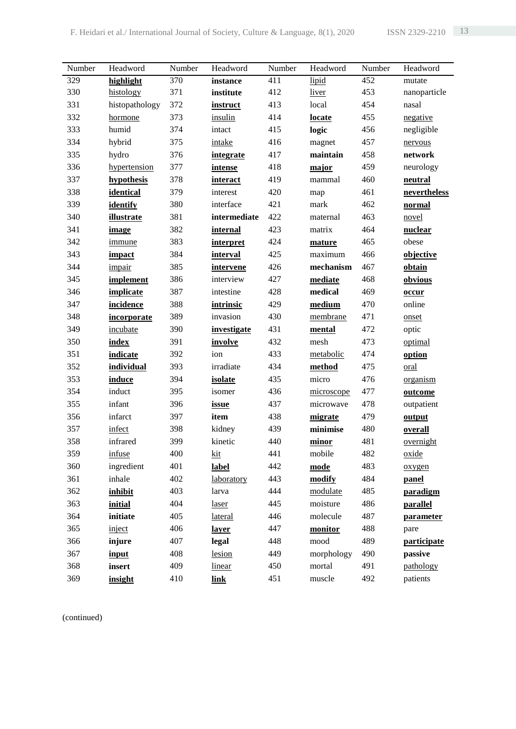| Number | Headword | Number | Headword | Number | Headword | Number | Headword |
|---|---|---|---|---|---|---|---|
| 329 | **<u>highlight</u>** | 370 | **instance** | 411 | <u>lipid</u> | 452 | mutate |
| 330 | <u>histology</u> | 371 | **institute** | 412 | <u>liver</u> | 453 | nanoparticle |
| 331 | histopathology | 372 | **<u>instruct</u>** | 413 | local | 454 | nasal |
| 332 | <u>hormone</u> | 373 | <u>insulin</u> | 414 | **<u>locate</u>** | 455 | <u>negative</u> |
| 333 | humid | 374 | intact | 415 | **logic** | 456 | negligible |
| 334 | hybrid | 375 | <u>intake</u> | 416 | magnet | 457 | <u>nervous</u> |
| 335 | hydro | 376 | **<u>integrate</u>** | 417 | **maintain** | 458 | **network** |
| 336 | <u>hypertension</u> | 377 | **<u>intense</u>** | 418 | **<u>major</u>** | 459 | neurology |
| 337 | **<u>hypothesis</u>** | 378 | **<u>interact</u>** | 419 | mammal | 460 | **<u>neutral</u>** |
| 338 | **<u>identical</u>** | 379 | interest | 420 | map | 461 | **<u>nevertheless</u>** |
| 339 | **<u>identify</u>** | 380 | interface | 421 | mark | 462 | **<u>normal</u>** |
| 340 | **<u>illustrate</u>** | 381 | **intermediate** | 422 | maternal | 463 | <u>novel</u> |
| 341 | **<u>image</u>** | 382 | **<u>internal</u>** | 423 | matrix | 464 | **<u>nuclear</u>** |
| 342 | <u>immune</u> | 383 | **<u>interpret</u>** | 424 | **<u>mature</u>** | 465 | obese |
| 343 | **<u>impact</u>** | 384 | **<u>interval</u>** | 425 | maximum | 466 | **<u>objective</u>** |
| 344 | <u>impair</u> | 385 | **<u>intervene</u>** | 426 | **mechanism** | 467 | **<u>obtain</u>** |
| 345 | **<u>implement</u>** | 386 | interview | 427 | **<u>mediate</u>** | 468 | **<u>obvious</u>** |
| 346 | **<u>implicate</u>** | 387 | intestine | 428 | **medical** | 469 | **<u>occur</u>** |
| 347 | **<u>incidence</u>** | 388 | **<u>intrinsic</u>** | 429 | **<u>medium</u>** | 470 | online |
| 348 | **<u>incorporate</u>** | 389 | invasion | 430 | <u>membrane</u> | 471 | <u>onset</u> |
| 349 | <u>incubate</u> | 390 | **<u>investigate</u>** | 431 | **<u>mental</u>** | 472 | optic |
| 350 | **<u>index</u>** | 391 | **<u>involve</u>** | 432 | mesh | 473 | <u>optimal</u> |
| 351 | **<u>indicate</u>** | 392 | ion | 433 | <u>metabolic</u> | 474 | **<u>option</u>** |
| 352 | **<u>individual</u>** | 393 | irradiate | 434 | **<u>method</u>** | 475 | <u>oral</u> |
| 353 | **<u>induce</u>** | 394 | **<u>isolate</u>** | 435 | micro | 476 | <u>organism</u> |
| 354 | induct | 395 | isomer | 436 | <u>microscope</u> | 477 | **<u>outcome</u>** |
| 355 | infant | 396 | **<u>issue</u>** | 437 | microwave | 478 | outpatient |
| 356 | infarct | 397 | **item** | 438 | **<u>migrate</u>** | 479 | **<u>output</u>** |
| 357 | <u>infect</u> | 398 | kidney | 439 | **minimise** | 480 | **<u>overall</u>** |
| 358 | infrared | 399 | kinetic | 440 | **<u>minor</u>** | 481 | <u>overnight</u> |
| 359 | <u>infuse</u> | 400 | <u>kit</u> | 441 | mobile | 482 | <u>oxide</u> |
| 360 | ingredient | 401 | **<u>label</u>** | 442 | **<u>mode</u>** | 483 | <u>oxygen</u> |
| 361 | inhale | 402 | <u>laboratory</u> | 443 | **<u>modify</u>** | 484 | **<u>panel</u>** |
| 362 | **<u>inhibit</u>** | 403 | larva | 444 | <u>modulate</u> | 485 | **<u>paradigm</u>** |
| 363 | **<u>initial</u>** | 404 | <u>laser</u> | 445 | moisture | 486 | **<u>parallel</u>** |
| 364 | **initiate** | 405 | <u>lateral</u> | 446 | molecule | 487 | **<u>parameter</u>** |
| 365 | <u>inject</u> | 406 | **<u>layer</u>** | 447 | **<u>monitor</u>** | 488 | pare |
| 366 | **injure** | 407 | **legal** | 448 | mood | 489 | **<u>participate</u>** |
| 367 | **<u>input</u>** | 408 | <u>lesion</u> | 449 | morphology | 490 | **passive** |
| 368 | **insert** | 409 | <u>linear</u> | 450 | mortal | 491 | <u>pathology</u> |
| 369 | **<u>insight</u>** | 410 | **<u>link</u>** | 451 | muscle | 492 | patients |

(continued)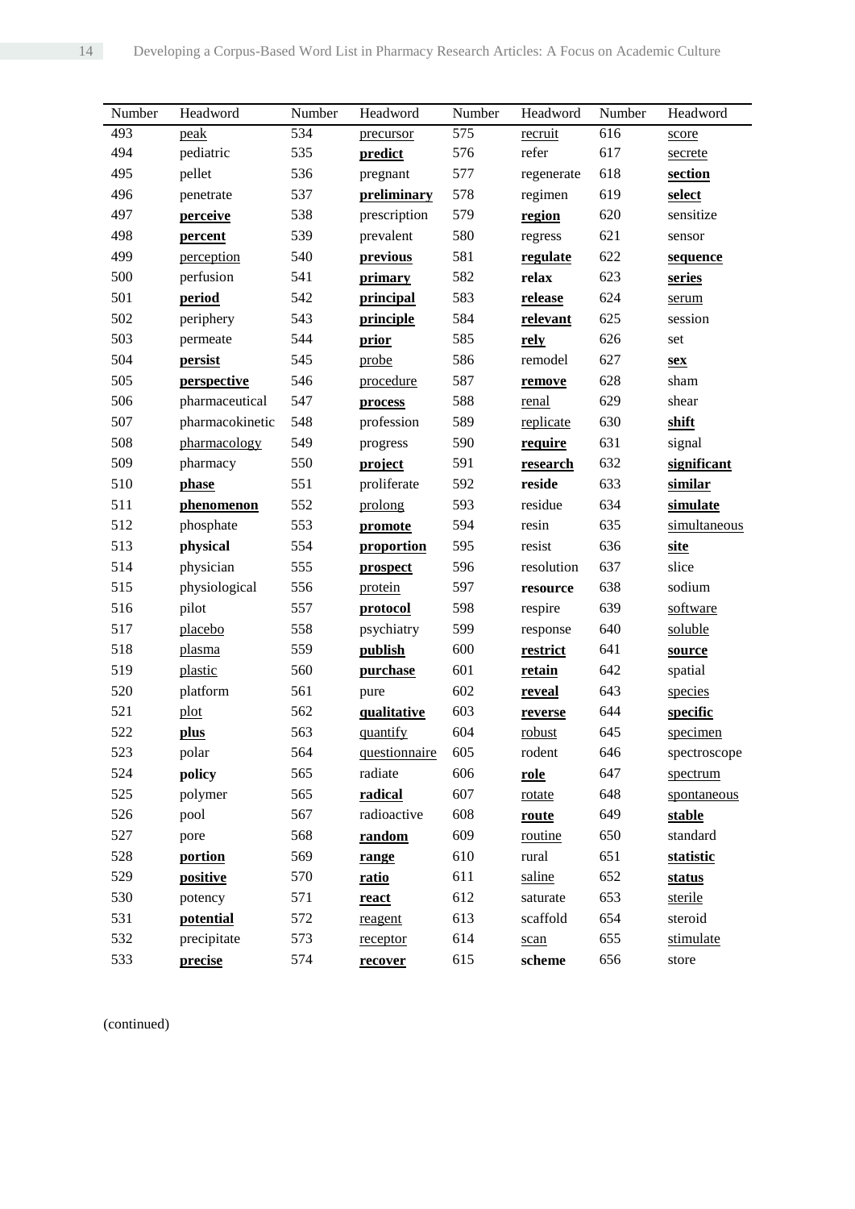| Number | Headword | Number | Headword | Number | Headword | Number | Headword |
|---|---|---|---|---|---|---|---|
| 493 | <u>peak</u> | 534 | <u>precursor</u> | 575 | <u>recruit</u> | 616 | <u>score</u> |
| 494 | pediatric | 535 | **<u>predict</u>** | 576 | refer | 617 | <u>secrete</u> |
| 495 | pellet | 536 | pregnant | 577 | regenerate | 618 | **<u>section</u>** |
| 496 | penetrate | 537 | **<u>preliminary</u>** | 578 | regimen | 619 | **<u>select</u>** |
| 497 | **<u>perceive</u>** | 538 | prescription | 579 | **<u>region</u>** | 620 | sensitize |
| 498 | **<u>percent</u>** | 539 | prevalent | 580 | regress | 621 | sensor |
| 499 | <u>perception</u> | 540 | **<u>previous</u>** | 581 | **<u>regulate</u>** | 622 | **<u>sequence</u>** |
| 500 | perfusion | 541 | **<u>primary</u>** | 582 | **relax** | 623 | **<u>series</u>** |
| 501 | **<u>period</u>** | 542 | **<u>principal</u>** | 583 | **<u>release</u>** | 624 | <u>serum</u> |
| 502 | periphery | 543 | **<u>principle</u>** | 584 | **<u>relevant</u>** | 625 | session |
| 503 | permeate | 544 | **<u>prior</u>** | 585 | **<u>rely</u>** | 626 | set |
| 504 | **<u>persist</u>** | 545 | <u>probe</u> | 586 | remodel | 627 | **<u>sex</u>** |
| 505 | **<u>perspective</u>** | 546 | <u>procedure</u> | 587 | **<u>remove</u>** | 628 | sham |
| 506 | pharmaceutical | 547 | **<u>process</u>** | 588 | <u>renal</u> | 629 | shear |
| 507 | pharmacokinetic | 548 | profession | 589 | <u>replicate</u> | 630 | **<u>shift</u>** |
| 508 | <u>pharmacology</u> | 549 | progress | 590 | **<u>require</u>** | 631 | signal |
| 509 | pharmacy | 550 | **<u>project</u>** | 591 | **<u>research</u>** | 632 | **<u>significant</u>** |
| 510 | **<u>phase</u>** | 551 | proliferate | 592 | **reside** | 633 | **<u>similar</u>** |
| 511 | **<u>phenomenon</u>** | 552 | <u>prolong</u> | 593 | residue | 634 | **<u>simulate</u>** |
| 512 | phosphate | 553 | **<u>promote</u>** | 594 | resin | 635 | <u>simultaneous</u> |
| 513 | **physical** | 554 | **<u>proportion</u>** | 595 | resist | 636 | **<u>site</u>** |
| 514 | physician | 555 | **<u>prospect</u>** | 596 | resolution | 637 | slice |
| 515 | physiological | 556 | <u>protein</u> | 597 | **resource** | 638 | sodium |
| 516 | pilot | 557 | **<u>protocol</u>** | 598 | respire | 639 | <u>software</u> |
| 517 | <u>placebo</u> | 558 | psychiatry | 599 | response | 640 | <u>soluble</u> |
| 518 | <u>plasma</u> | 559 | **<u>publish</u>** | 600 | **<u>restrict</u>** | 641 | **<u>source</u>** |
| 519 | <u>plastic</u> | 560 | **<u>purchase</u>** | 601 | **<u>retain</u>** | 642 | spatial |
| 520 | platform | 561 | pure | 602 | **<u>reveal</u>** | 643 | <u>species</u> |
| 521 | <u>plot</u> | 562 | **<u>qualitative</u>** | 603 | **<u>reverse</u>** | 644 | **<u>specific</u>** |
| 522 | **<u>plus</u>** | 563 | <u>quantify</u> | 604 | <u>robust</u> | 645 | <u>specimen</u> |
| 523 | polar | 564 | <u>questionnaire</u> | 605 | rodent | 646 | spectroscope |
| 524 | **policy** | 565 | radiate | 606 | **<u>role</u>** | 647 | <u>spectrum</u> |
| 525 | polymer | 565 | **<u>radical</u>** | 607 | <u>rotate</u> | 648 | <u>spontaneous</u> |
| 526 | pool | 567 | radioactive | 608 | **<u>route</u>** | 649 | **<u>stable</u>** |
| 527 | pore | 568 | **<u>random</u>** | 609 | <u>routine</u> | 650 | standard |
| 528 | **<u>portion</u>** | 569 | **<u>range</u>** | 610 | rural | 651 | **<u>statistic</u>** |
| 529 | **<u>positive</u>** | 570 | **<u>ratio</u>** | 611 | <u>saline</u> | 652 | **<u>status</u>** |
| 530 | potency | 571 | **<u>react</u>** | 612 | saturate | 653 | <u>sterile</u> |
| 531 | **<u>potential</u>** | 572 | <u>reagent</u> | 613 | scaffold | 654 | steroid |
| 532 | precipitate | 573 | <u>receptor</u> | 614 | <u>scan</u> | 655 | <u>stimulate</u> |
| 533 | **<u>precise</u>** | 574 | **<u>recover</u>** | 615 | **scheme** | 656 | store |

(continued)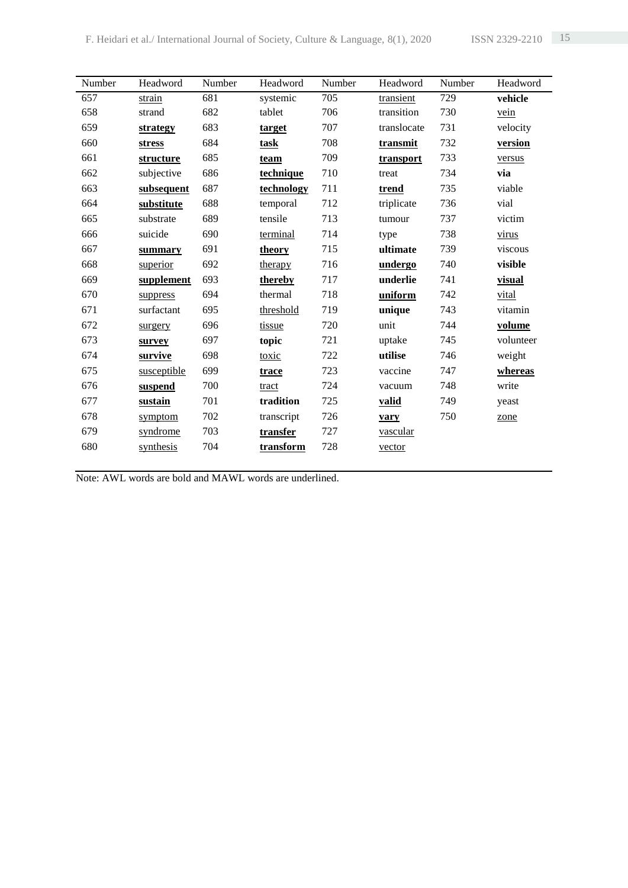| Number | Headword | Number | Headword | Number | Headword | Number | Headword |
|---|---|---|---|---|---|---|---|
| 657 | strain | 681 | systemic | 705 | transient | 729 | **vehicle** |
| 658 | strand | 682 | tablet | 706 | transition | 730 | vein |
| 659 | **strategy** | 683 | **target** | 707 | translocate | 731 | velocity |
| 660 | **stress** | 684 | **task** | 708 | **transmit** | 732 | **version** |
| 661 | **structure** | 685 | **team** | 709 | **transport** | 733 | versus |
| 662 | subjective | 686 | **technique** | 710 | treat | 734 | **via** |
| 663 | **subsequent** | 687 | **technology** | 711 | **trend** | 735 | viable |
| 664 | **substitute** | 688 | temporal | 712 | triplicate | 736 | vial |
| 665 | substrate | 689 | tensile | 713 | tumour | 737 | victim |
| 666 | suicide | 690 | terminal | 714 | type | 738 | virus |
| 667 | **summary** | 691 | **theory** | 715 | **ultimate** | 739 | viscous |
| 668 | superior | 692 | therapy | 716 | **undergo** | 740 | **visible** |
| 669 | **supplement** | 693 | **thereby** | 717 | **underlie** | 741 | **visual** |
| 670 | suppress | 694 | thermal | 718 | **uniform** | 742 | vital |
| 671 | surfactant | 695 | threshold | 719 | **unique** | 743 | vitamin |
| 672 | surgery | 696 | tissue | 720 | unit | 744 | **volume** |
| 673 | **survey** | 697 | **topic** | 721 | uptake | 745 | volunteer |
| 674 | **survive** | 698 | toxic | 722 | **utilise** | 746 | weight |
| 675 | susceptible | 699 | **trace** | 723 | vaccine | 747 | **whereas** |
| 676 | **suspend** | 700 | tract | 724 | vacuum | 748 | write |
| 677 | **sustain** | 701 | **tradition** | 725 | **valid** | 749 | yeast |
| 678 | symptom | 702 | transcript | 726 | **vary** | 750 | zone |
| 679 | syndrome | 703 | **transfer** | 727 | vascular | | |
| 680 | synthesis | 704 | **transform** | 728 | vector | | |

Note: AWL words are bold and MAWL words are underlined.